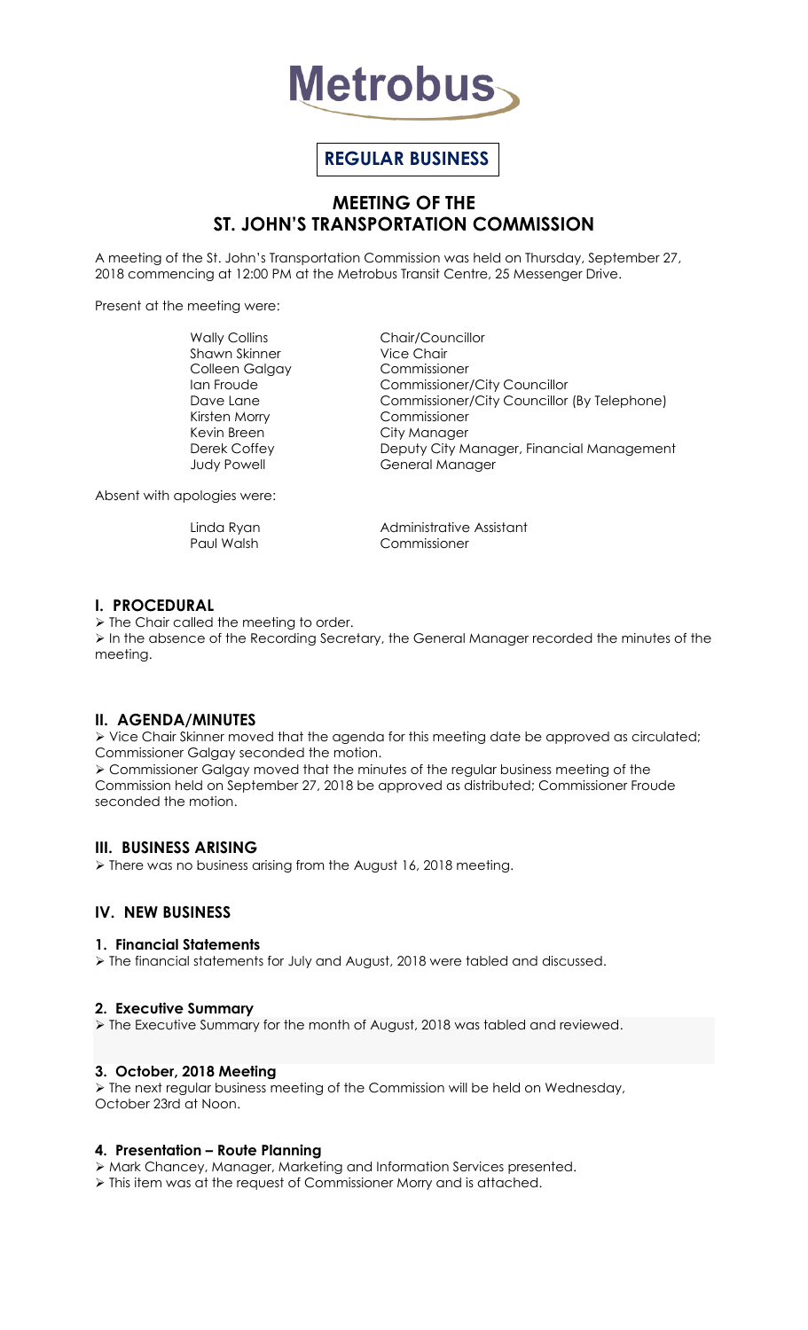# Metrobus

**REGULAR BUSINESS**

## MEETING OF THE ST. JOHN'S TRANSPORTATION COMMISSION

A meeting of the St. John's Transportation Commission was held on Thursday, September 27, 2018 commencing at 12:00 PM at the Metrobus Transit Centre, 25 Messenger Drive.

Present at the meeting were:

| | |
|---|---|
| Wally Collins | Chair/Councillor |
| Shawn Skinner | Vice Chair |
| Colleen Galgay | Commissioner |
| Ian Froude | Commissioner/City Councillor |
| Dave Lane | Commissioner/City Councillor (By Telephone) |
| Kirsten Morry | Commissioner |
| Kevin Breen | City Manager |
| Derek Coffey | Deputy City Manager, Financial Management |
| Judy Powell | General Manager |

Absent with apologies were:

| | |
|---|---|
| Linda Ryan | Administrative Assistant |
| Paul Walsh | Commissioner |

### I. PROCEDURAL

- The Chair called the meeting to order.
- In the absence of the Recording Secretary, the General Manager recorded the minutes of the meeting.

### II. AGENDA/MINUTES

- Vice Chair Skinner moved that the agenda for this meeting date be approved as circulated; Commissioner Galgay seconded the motion.
- Commissioner Galgay moved that the minutes of the regular business meeting of the Commission held on September 27, 2018 be approved as distributed; Commissioner Froude seconded the motion.

### III. BUSINESS ARISING

- There was no business arising from the August 16, 2018 meeting.

### IV. NEW BUSINESS

#### 1. Financial Statements

- The financial statements for July and August, 2018 were tabled and discussed.

#### 2. Executive Summary

- The Executive Summary for the month of August, 2018 was tabled and reviewed.

#### 3. October, 2018 Meeting

- The next regular business meeting of the Commission will be held on Wednesday, October 23rd at Noon.

#### 4. Presentation – Route Planning

- Mark Chancey, Manager, Marketing and Information Services presented.
- This item was at the request of Commissioner Morry and is attached.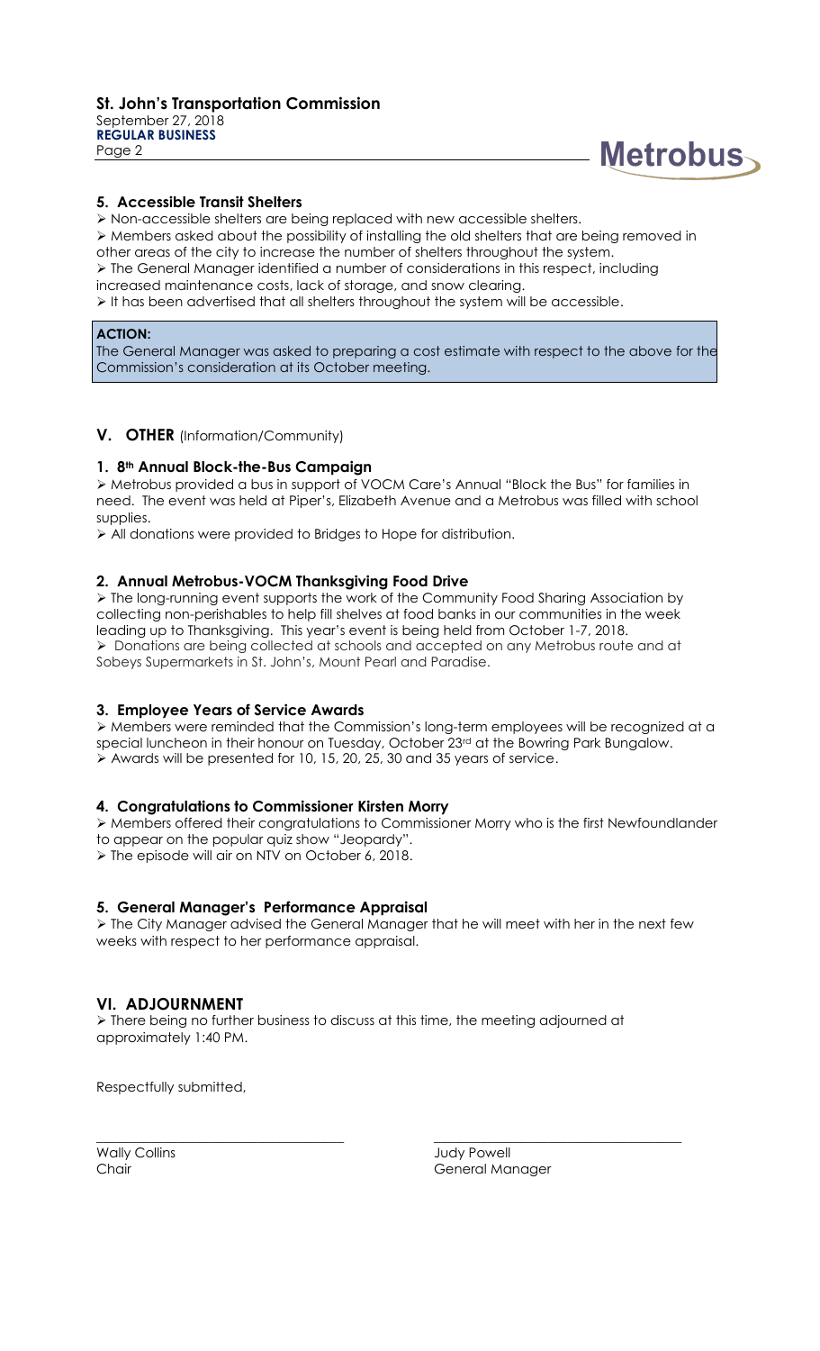## 5. Accessible Transit Shelters

- Non-accessible shelters are being replaced with new accessible shelters.
- Members asked about the possibility of installing the old shelters that are being removed in other areas of the city to increase the number of shelters throughout the system.
- The General Manager identified a number of considerations in this respect, including increased maintenance costs, lack of storage, and snow clearing.
- It has been advertised that all shelters throughout the system will be accessible.

**ACTION:**

The General Manager was asked to preparing a cost estimate with respect to the above for the Commission's consideration at its October meeting.

## V. OTHER (Information/Community)

### 1. 8th Annual Block-the-Bus Campaign

- Metrobus provided a bus in support of VOCM Care's Annual "Block the Bus" for families in need. The event was held at Piper's, Elizabeth Avenue and a Metrobus was filled with school supplies.
- All donations were provided to Bridges to Hope for distribution.

### 2. Annual Metrobus-VOCM Thanksgiving Food Drive

- The long-running event supports the work of the Community Food Sharing Association by collecting non-perishables to help fill shelves at food banks in our communities in the week leading up to Thanksgiving. This year's event is being held from October 1-7, 2018.
- Donations are being collected at schools and accepted on any Metrobus route and at Sobeys Supermarkets in St. John's, Mount Pearl and Paradise.

### 3. Employee Years of Service Awards

- Members were reminded that the Commission's long-term employees will be recognized at a special luncheon in their honour on Tuesday, October 23rd at the Bowring Park Bungalow.
- Awards will be presented for 10, 15, 20, 25, 30 and 35 years of service.

### 4. Congratulations to Commissioner Kirsten Morry

- Members offered their congratulations to Commissioner Morry who is the first Newfoundlander to appear on the popular quiz show "Jeopardy".
- The episode will air on NTV on October 6, 2018.

### 5. General Manager's Performance Appraisal

- The City Manager advised the General Manager that he will meet with her in the next few weeks with respect to her performance appraisal.

## VI. ADJOURNMENT

- There being no further business to discuss at this time, the meeting adjourned at approximately 1:40 PM.

Respectfully submitted,

| | |
|---|---|
| Wally Collins | Judy Powell |
| Chair | General Manager |